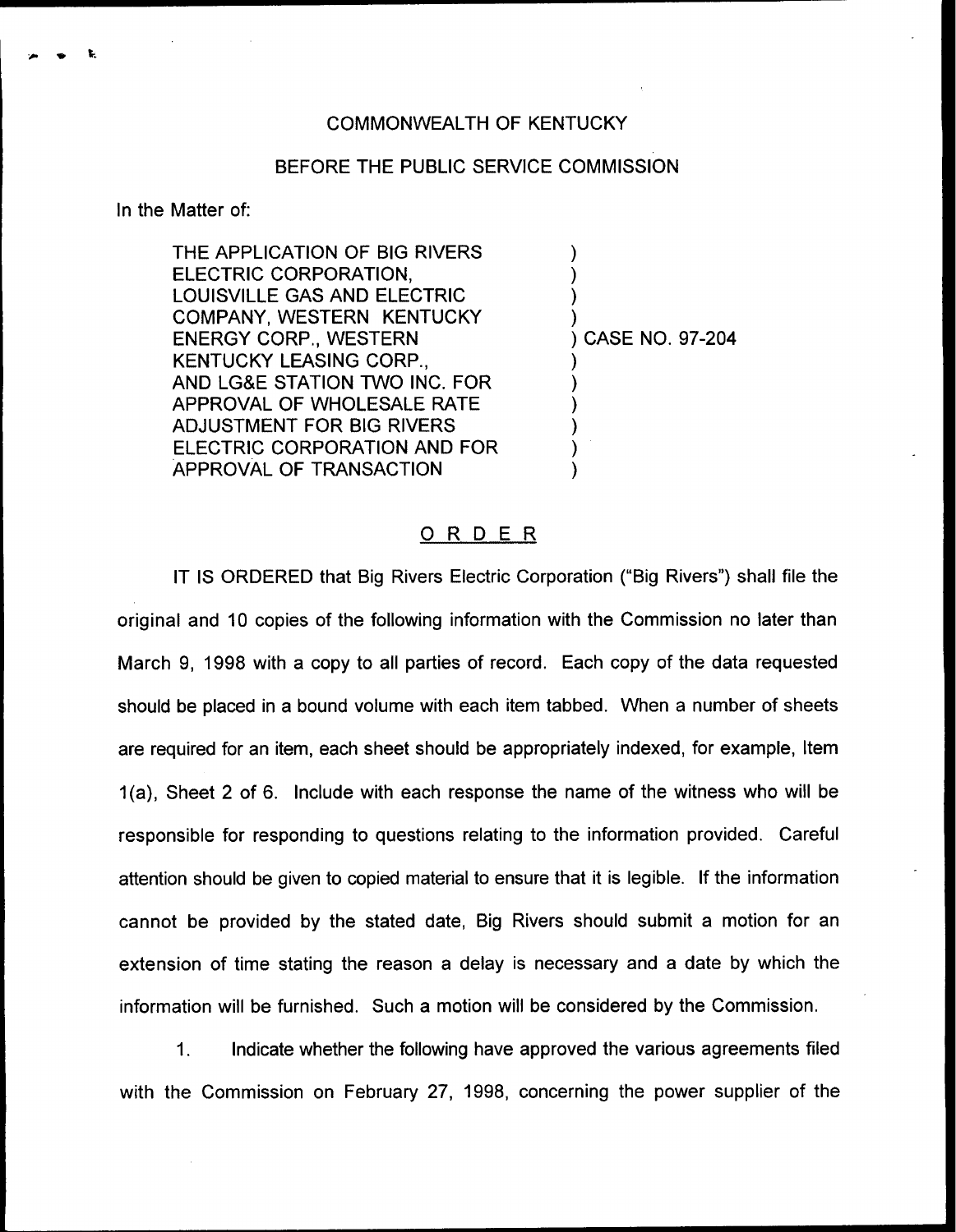COMMONWEALTH OF KENTUCKY

BEFORE THE PUBLIC SERVICE COMMISSION

In the Matter of:

| | |
|---|---|
| THE APPLICATION OF BIG RIVERS ELECTRIC CORPORATION, LOUISVILLE GAS AND ELECTRIC COMPANY, WESTERN KENTUCKY ENERGY CORP., WESTERN KENTUCKY LEASING CORP., AND LG&E STATION TWO INC. FOR APPROVAL OF WHOLESALE RATE ADJUSTMENT FOR BIG RIVERS ELECTRIC CORPORATION AND FOR APPROVAL OF TRANSACTION | ) CASE NO. 97-204 |

## ORDER

IT IS ORDERED that Big Rivers Electric Corporation ("Big Rivers") shall file the original and 10 copies of the following information with the Commission no later than March 9, 1998 with a copy to all parties of record. Each copy of the data requested should be placed in a bound volume with each item tabbed. When a number of sheets are required for an item, each sheet should be appropriately indexed, for example, Item 1(a), Sheet 2 of 6. Include with each response the name of the witness who will be responsible for responding to questions relating to the information provided. Careful attention should be given to copied material to ensure that it is legible. If the information cannot be provided by the stated date, Big Rivers should submit a motion for an extension of time stating the reason a delay is necessary and a date by which the information will be furnished. Such a motion will be considered by the Commission.

1. Indicate whether the following have approved the various agreements filed with the Commission on February 27, 1998, concerning the power supplier of the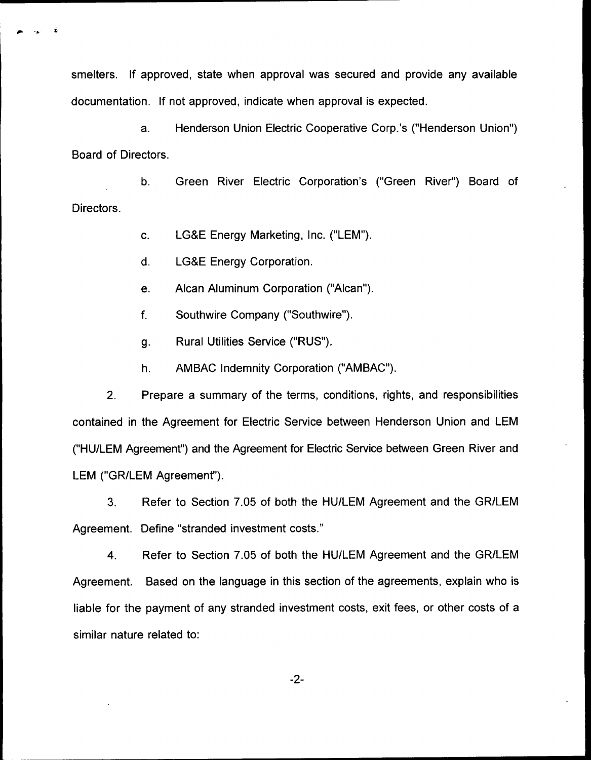smelters. If approved, state when approval was secured and provide any available documentation. If not approved, indicate when approval is expected.

a. Henderson Union Electric Cooperative Corp.'s ("Henderson Union") Board of Directors.

b. Green River Electric Corporation's ("Green River") Board of Directors.

c. LG&E Energy Marketing, Inc. ("LEM").

d. LG&E Energy Corporation.

e. Alcan Aluminum Corporation ("Alcan").

f. Southwire Company ("Southwire").

g. Rural Utilities Service ("RUS").

h. AMBAC Indemnity Corporation ("AMBAC").

2. Prepare a summary of the terms, conditions, rights, and responsibilities contained in the Agreement for Electric Service between Henderson Union and LEM ("HU/LEM Agreement") and the Agreement for Electric Service between Green River and LEM ("GR/LEM Agreement").

3. Refer to Section 7.05 of both the HU/LEM Agreement and the GR/LEM Agreement. Define "stranded investment costs."

4. Refer to Section 7.05 of both the HU/LEM Agreement and the GR/LEM Agreement. Based on the language in this section of the agreements, explain who is liable for the payment of any stranded investment costs, exit fees, or other costs of a similar nature related to: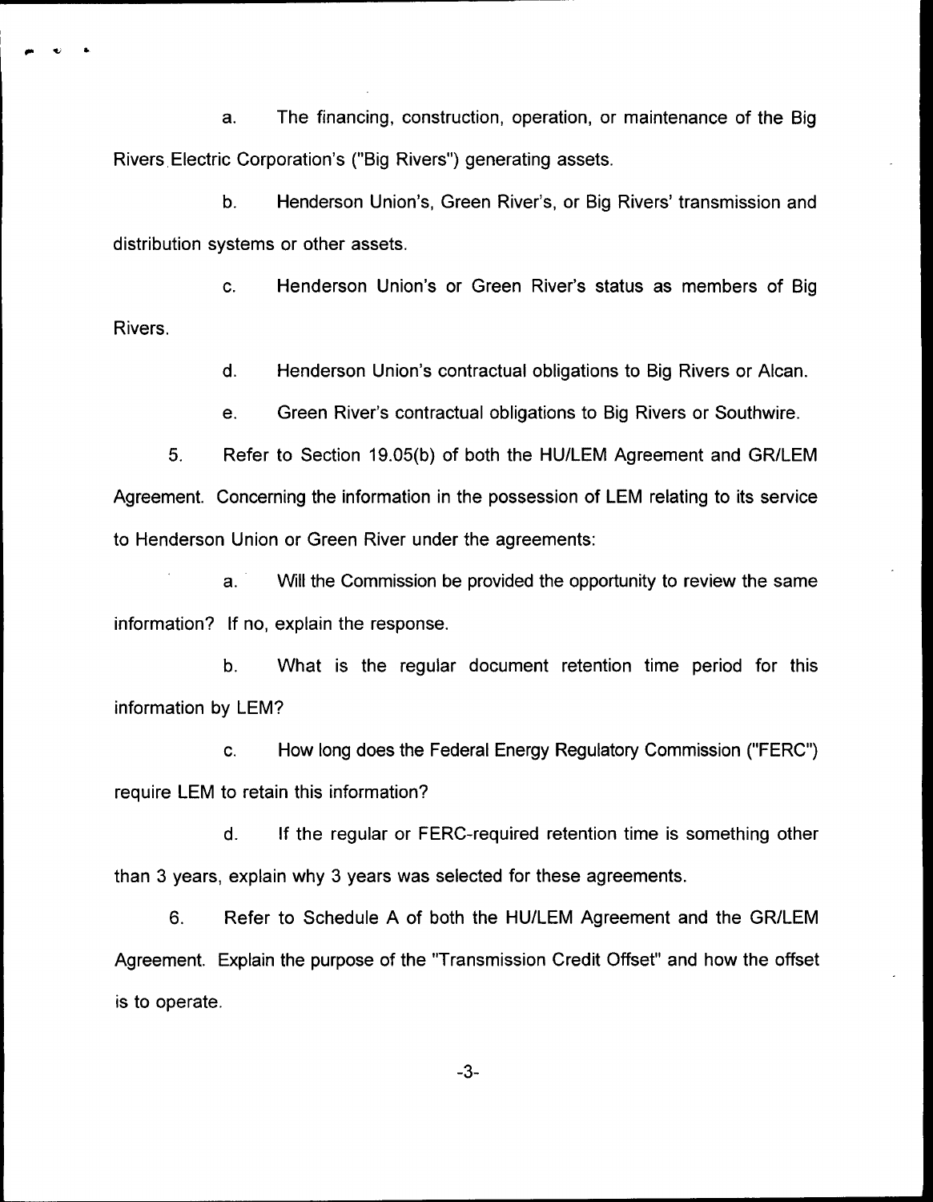a. The financing, construction, operation, or maintenance of the Big Rivers Electric Corporation's ("Big Rivers") generating assets.

b. Henderson Union's, Green River's, or Big Rivers' transmission and distribution systems or other assets.

c. Henderson Union's or Green River's status as members of Big Rivers.

d. Henderson Union's contractual obligations to Big Rivers or Alcan.

e. Green River's contractual obligations to Big Rivers or Southwire.

5. Refer to Section 19.05(b) of both the HU/LEM Agreement and GR/LEM Agreement. Concerning the information in the possession of LEM relating to its service to Henderson Union or Green River under the agreements:

a. Will the Commission be provided the opportunity to review the same information? If no, explain the response.

b. What is the regular document retention time period for this information by LEM?

c. How long does the Federal Energy Regulatory Commission ("FERC") require LEM to retain this information?

d. If the regular or FERC-required retention time is something other than 3 years, explain why 3 years was selected for these agreements.

6. Refer to Schedule A of both the HU/LEM Agreement and the GR/LEM Agreement. Explain the purpose of the "Transmission Credit Offset" and how the offset is to operate.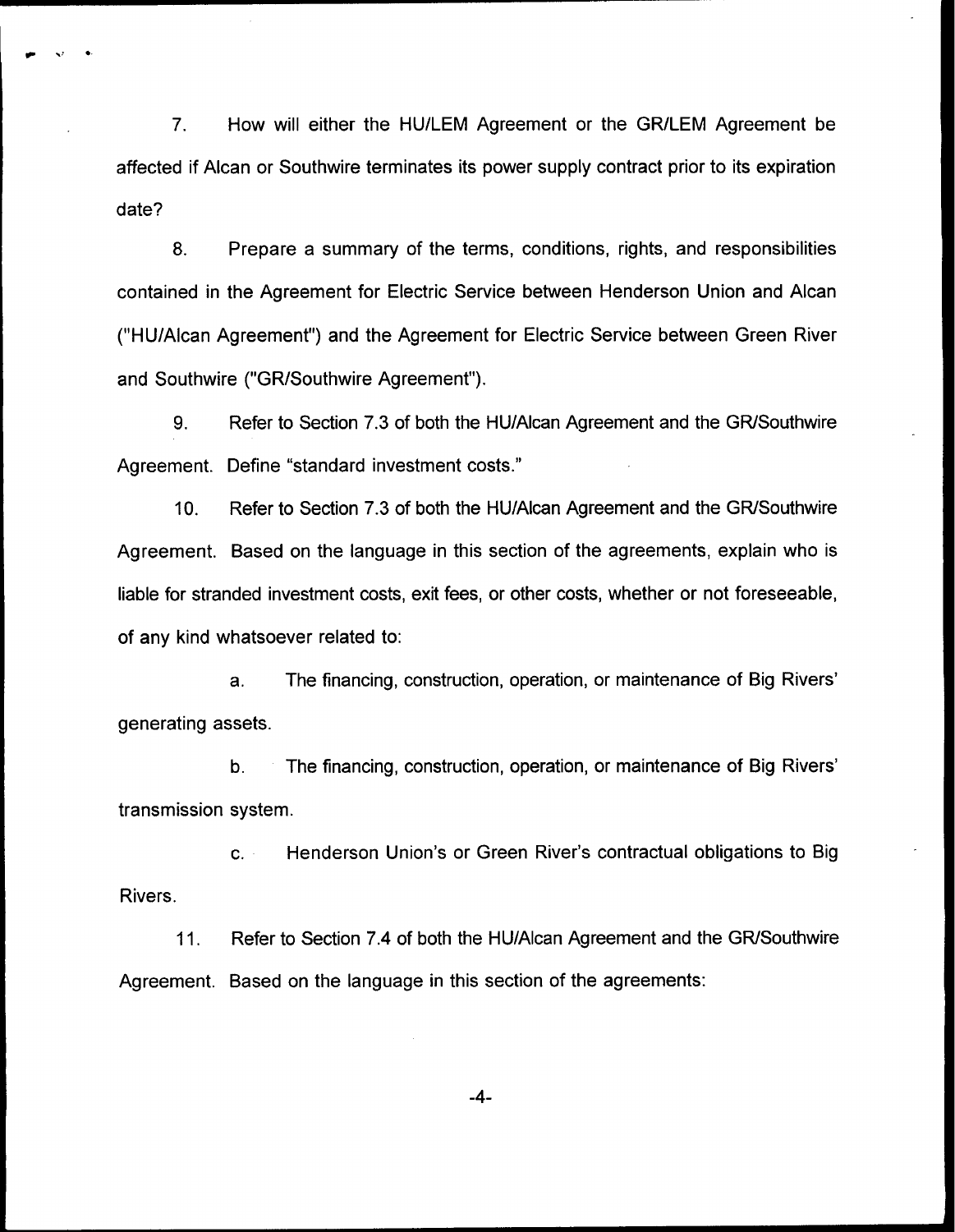7. How will either the HU/LEM Agreement or the GR/LEM Agreement be affected if Alcan or Southwire terminates its power supply contract prior to its expiration date?

8. Prepare a summary of the terms, conditions, rights, and responsibilities contained in the Agreement for Electric Service between Henderson Union and Alcan ("HU/Alcan Agreement") and the Agreement for Electric Service between Green River and Southwire ("GR/Southwire Agreement").

9. Refer to Section 7.3 of both the HU/Alcan Agreement and the GR/Southwire Agreement. Define "standard investment costs."

10. Refer to Section 7.3 of both the HU/Alcan Agreement and the GR/Southwire Agreement. Based on the language in this section of the agreements, explain who is liable for stranded investment costs, exit fees, or other costs, whether or not foreseeable, of any kind whatsoever related to:

a. The financing, construction, operation, or maintenance of Big Rivers' generating assets.

b. The financing, construction, operation, or maintenance of Big Rivers' transmission system.

c. Henderson Union's or Green River's contractual obligations to Big Rivers.

11. Refer to Section 7.4 of both the HU/Alcan Agreement and the GR/Southwire Agreement. Based on the language in this section of the agreements: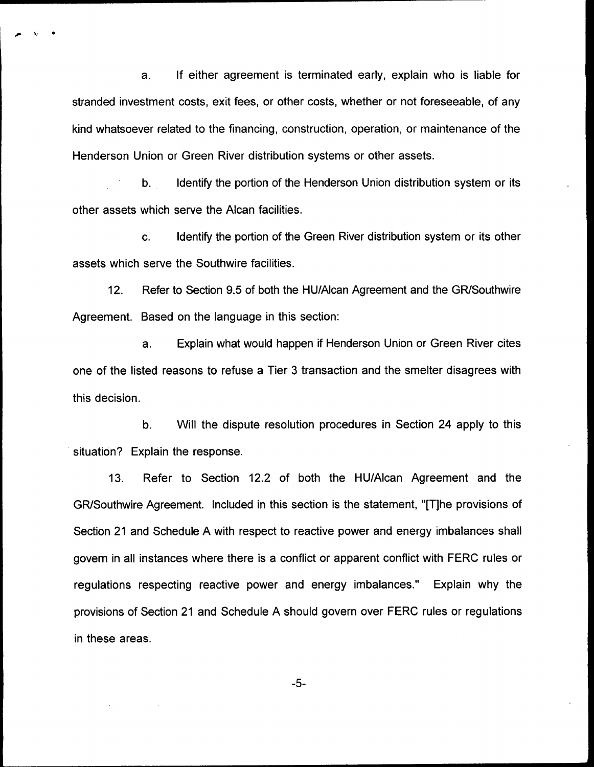a. If either agreement is terminated early, explain who is liable for stranded investment costs, exit fees, or other costs, whether or not foreseeable, of any kind whatsoever related to the financing, construction, operation, or maintenance of the Henderson Union or Green River distribution systems or other assets.

b. Identify the portion of the Henderson Union distribution system or its other assets which serve the Alcan facilities.

c. Identify the portion of the Green River distribution system or its other assets which serve the Southwire facilities.

12. Refer to Section 9.5 of both the HU/Alcan Agreement and the GR/Southwire Agreement. Based on the language in this section:

a. Explain what would happen if Henderson Union or Green River cites one of the listed reasons to refuse a Tier 3 transaction and the smelter disagrees with this decision.

b. Will the dispute resolution procedures in Section 24 apply to this situation? Explain the response.

13. Refer to Section 12.2 of both the HU/Alcan Agreement and the GR/Southwire Agreement. Included in this section is the statement, "[T]he provisions of Section 21 and Schedule A with respect to reactive power and energy imbalances shall govern in all instances where there is a conflict or apparent conflict with FERC rules or regulations respecting reactive power and energy imbalances." Explain why the provisions of Section 21 and Schedule A should govern over FERC rules or regulations in these areas.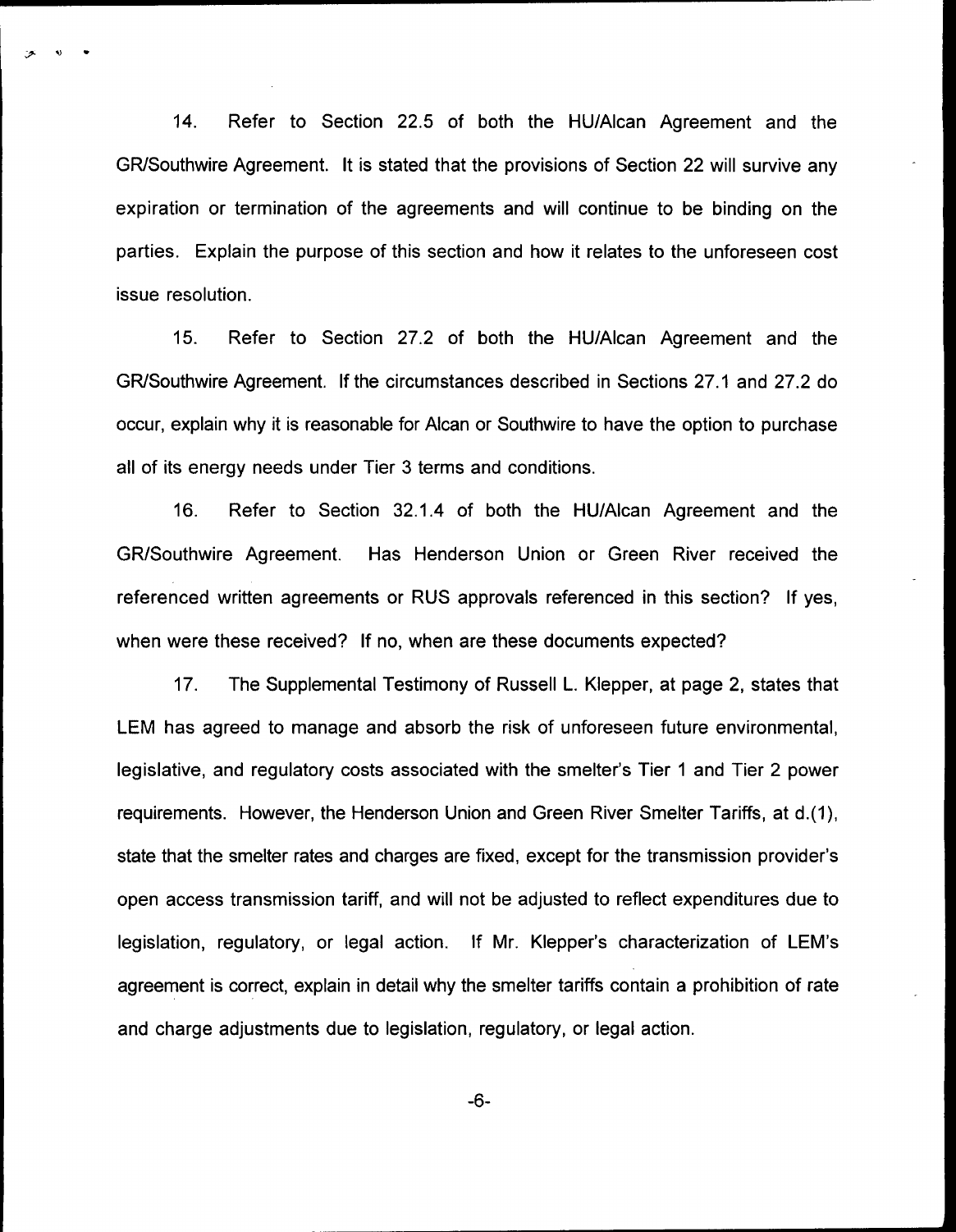14. Refer to Section 22.5 of both the HU/Alcan Agreement and the GR/Southwire Agreement. It is stated that the provisions of Section 22 will survive any expiration or termination of the agreements and will continue to be binding on the parties. Explain the purpose of this section and how it relates to the unforeseen cost issue resolution.

15. Refer to Section 27.2 of both the HU/Alcan Agreement and the GR/Southwire Agreement. If the circumstances described in Sections 27.1 and 27.2 do occur, explain why it is reasonable for Alcan or Southwire to have the option to purchase all of its energy needs under Tier 3 terms and conditions.

16. Refer to Section 32.1.4 of both the HU/Alcan Agreement and the GR/Southwire Agreement. Has Henderson Union or Green River received the referenced written agreements or RUS approvals referenced in this section? If yes, when were these received? If no, when are these documents expected?

17. The Supplemental Testimony of Russell L. Klepper, at page 2, states that LEM has agreed to manage and absorb the risk of unforeseen future environmental, legislative, and regulatory costs associated with the smelter's Tier 1 and Tier 2 power requirements. However, the Henderson Union and Green River Smelter Tariffs, at d.(1), state that the smelter rates and charges are fixed, except for the transmission provider's open access transmission tariff, and will not be adjusted to reflect expenditures due to legislation, regulatory, or legal action. If Mr. Klepper's characterization of LEM's agreement is correct, explain in detail why the smelter tariffs contain a prohibition of rate and charge adjustments due to legislation, regulatory, or legal action.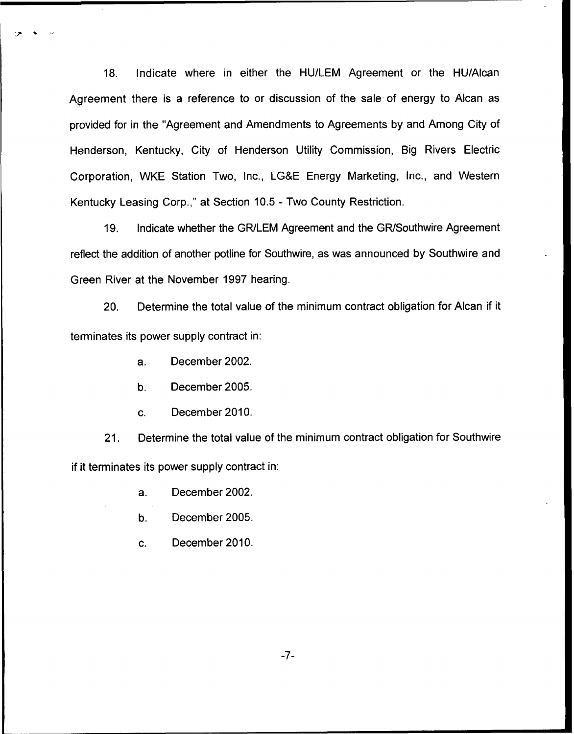18. Indicate where in either the HU/LEM Agreement or the HU/Alcan Agreement there is a reference to or discussion of the sale of energy to Alcan as provided for in the "Agreement and Amendments to Agreements by and Among City of Henderson, Kentucky, City of Henderson Utility Commission, Big Rivers Electric Corporation, WKE Station Two, Inc., LG&E Energy Marketing, Inc., and Western Kentucky Leasing Corp.," at Section 10.5 - Two County Restriction.

19. Indicate whether the GR/LEM Agreement and the GR/Southwire Agreement reflect the addition of another potline for Southwire, as was announced by Southwire and Green River at the November 1997 hearing.

20. Determine the total value of the minimum contract obligation for Alcan if it terminates its power supply contract in:

   a. December 2002.

   b. December 2005.

   c. December 2010.

21. Determine the total value of the minimum contract obligation for Southwire if it terminates its power supply contract in:

   a. December 2002.

   b. December 2005.

   c. December 2010.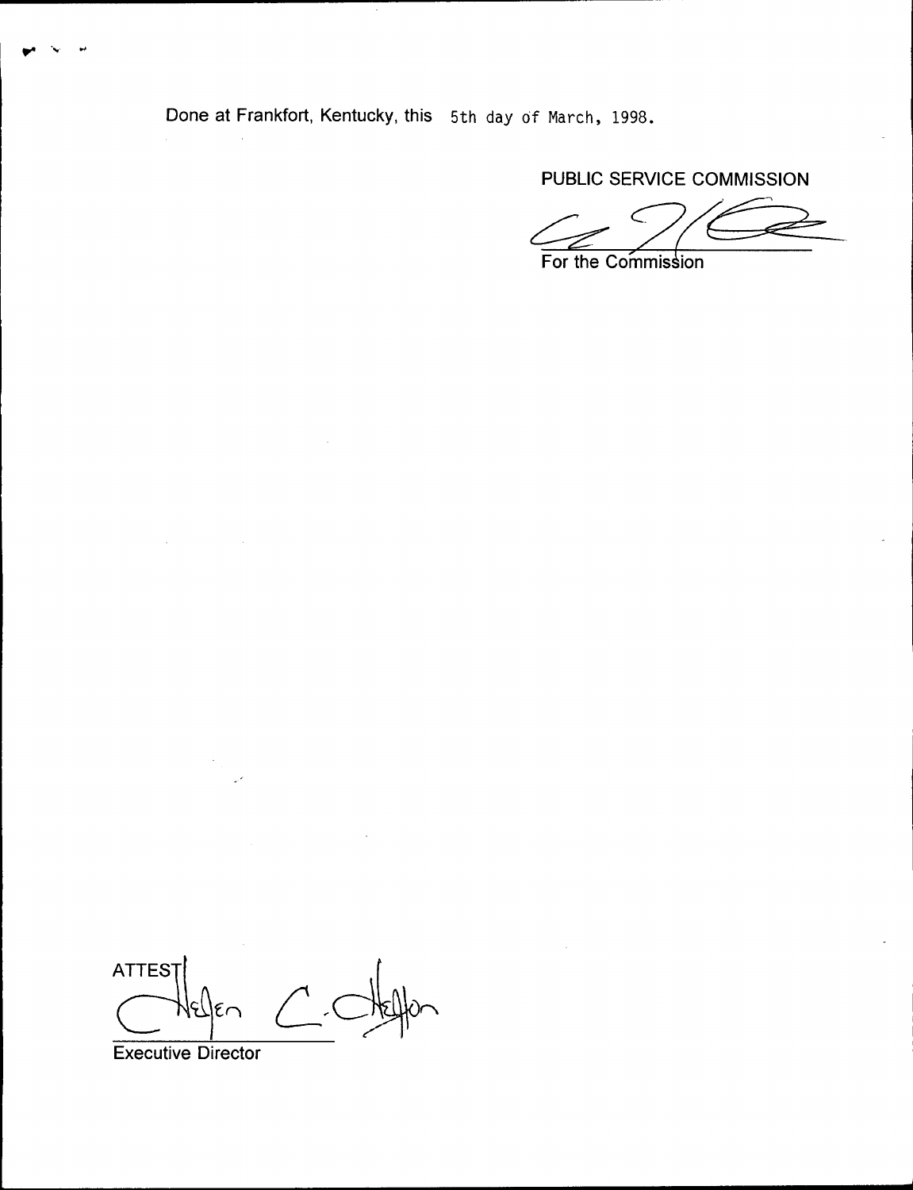Done at Frankfort, Kentucky, this 5th day of March, 1998.

PUBLIC SERVICE COMMISSION

For the Commission

ATTEST:

Executive Director